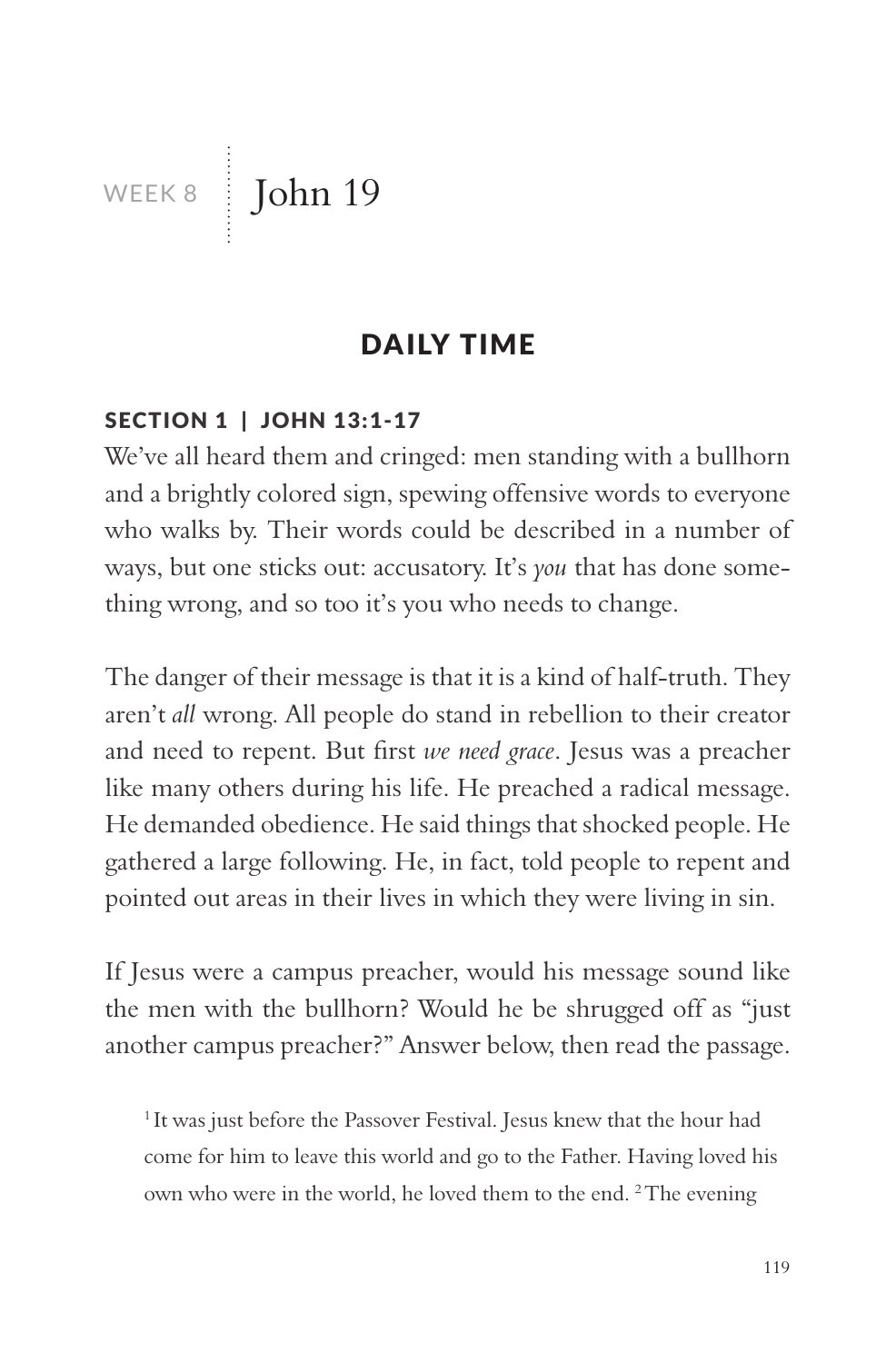# WEEK 8 | John 19

## DAILY TIME

### SECTION 1 | JOHN 13:1-17

We've all heard them and cringed: men standing with a bullhorn and a brightly colored sign, spewing offensive words to everyone who walks by. Their words could be described in a number of ways, but one sticks out: accusatory. It's *you* that has done something wrong, and so too it's you who needs to change.

The danger of their message is that it is a kind of half-truth. They aren't *all* wrong. All people do stand in rebellion to their creator and need to repent. But first *we need grace*. Jesus was a preacher like many others during his life. He preached a radical message. He demanded obedience. He said things that shocked people. He gathered a large following. He, in fact, told people to repent and pointed out areas in their lives in which they were living in sin.

If Jesus were a campus preacher, would his message sound like the men with the bullhorn? Would he be shrugged off as "just another campus preacher?" Answer below, then read the passage.

> [1] It was just before the Passover Festival. Jesus knew that the hour had come for him to leave this world and go to the Father. Having loved his own who were in the world, he loved them to the end. [2] The evening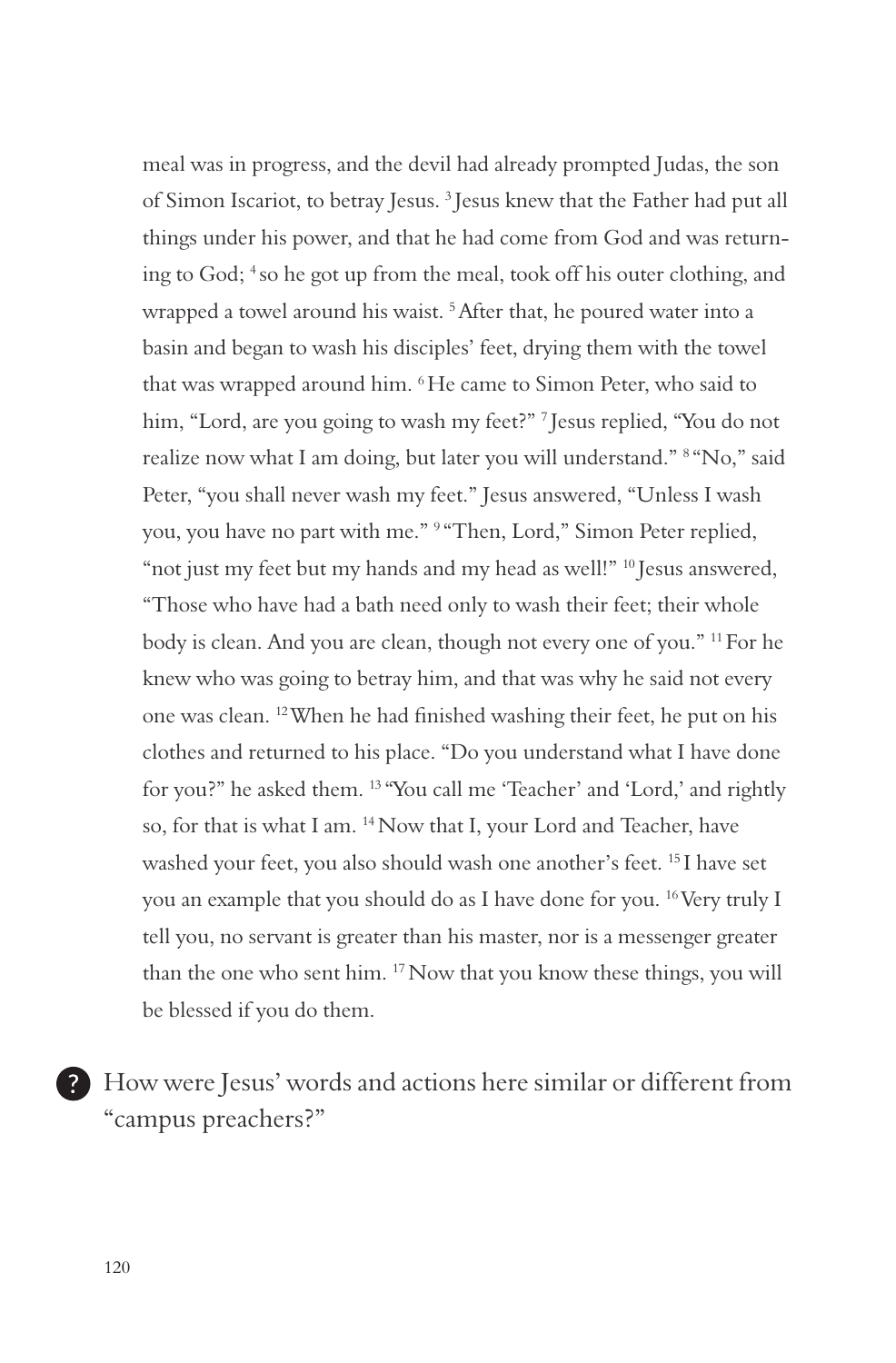meal was in progress, and the devil had already prompted Judas, the son of Simon Iscariot, to betray Jesus. [3] Jesus knew that the Father had put all things under his power, and that he had come from God and was returning to God; [4] so he got up from the meal, took off his outer clothing, and wrapped a towel around his waist. [5] After that, he poured water into a basin and began to wash his disciples' feet, drying them with the towel that was wrapped around him. [6] He came to Simon Peter, who said to him, "Lord, are you going to wash my feet?" [7] Jesus replied, "You do not realize now what I am doing, but later you will understand." [8] "No," said Peter, "you shall never wash my feet." Jesus answered, "Unless I wash you, you have no part with me." [9] "Then, Lord," Simon Peter replied, "not just my feet but my hands and my head as well!" [10] Jesus answered, "Those who have had a bath need only to wash their feet; their whole body is clean. And you are clean, though not every one of you." [11] For he knew who was going to betray him, and that was why he said not every one was clean. [12] When he had finished washing their feet, he put on his clothes and returned to his place. "Do you understand what I have done for you?" he asked them. [13] "You call me 'Teacher' and 'Lord,' and rightly so, for that is what I am. [14] Now that I, your Lord and Teacher, have washed your feet, you also should wash one another's feet. [15] I have set you an example that you should do as I have done for you. [16] Very truly I tell you, no servant is greater than his master, nor is a messenger greater than the one who sent him. [17] Now that you know these things, you will be blessed if you do them.

**?** How were Jesus' words and actions here similar or different from "campus preachers?"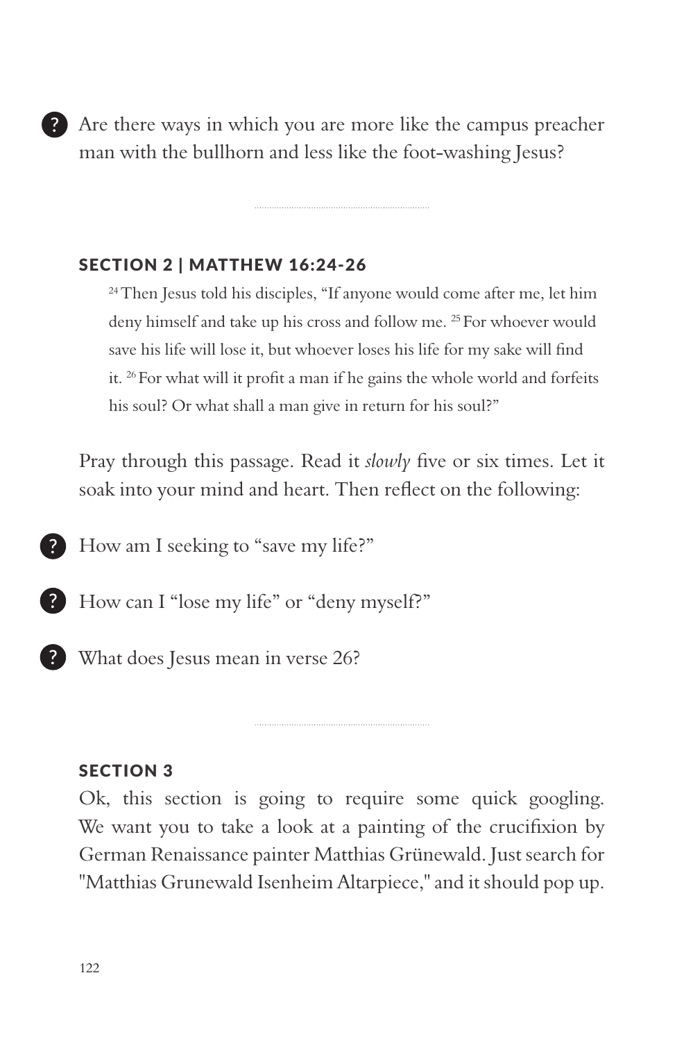? Are there ways in which you are more like the campus preacher man with the bullhorn and less like the foot-washing Jesus?

---

## SECTION 2 | MATTHEW 16:24-26

> [24] Then Jesus told his disciples, "If anyone would come after me, let him deny himself and take up his cross and follow me. [25] For whoever would save his life will lose it, but whoever loses his life for my sake will find it. [26] For what will it profit a man if he gains the whole world and forfeits his soul? Or what shall a man give in return for his soul?"

Pray through this passage. Read it *slowly* five or six times. Let it soak into your mind and heart. Then reflect on the following:

? How am I seeking to "save my life?"

? How can I "lose my life" or "deny myself?"

? What does Jesus mean in verse 26?

---

## SECTION 3

Ok, this section is going to require some quick googling. We want you to take a look at a painting of the crucifixion by German Renaissance painter Matthias Grünewald. Just search for "Matthias Grunewald Isenheim Altarpiece," and it should pop up.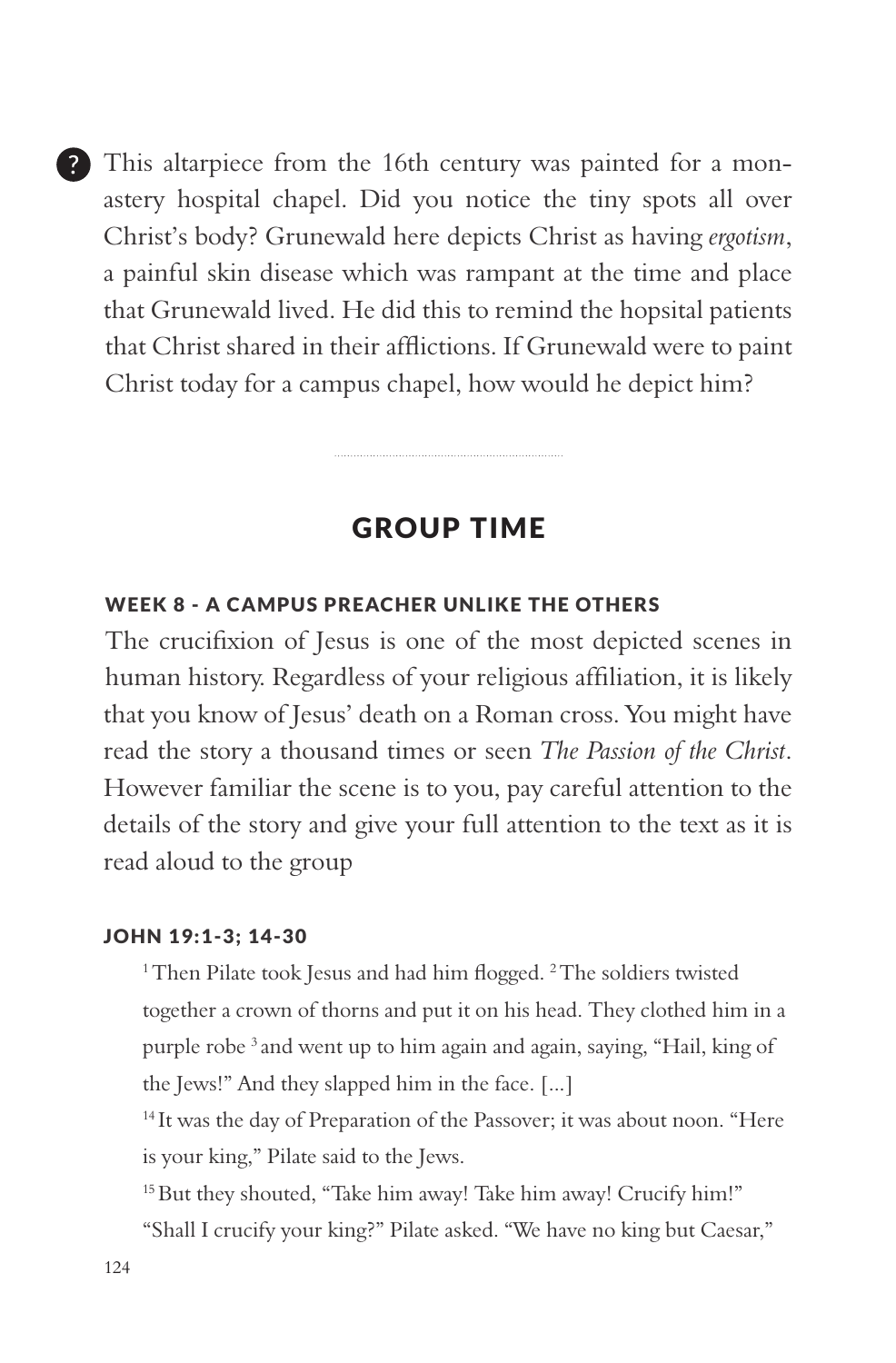? This altarpiece from the 16th century was painted for a monastery hospital chapel. Did you notice the tiny spots all over Christ's body? Grunewald here depicts Christ as having *ergotism*, a painful skin disease which was rampant at the time and place that Grunewald lived. He did this to remind the hopsital patients that Christ shared in their afflictions. If Grunewald were to paint Christ today for a campus chapel, how would he depict him?

---

## GROUP TIME

### WEEK 8 - A CAMPUS PREACHER UNLIKE THE OTHERS

The crucifixion of Jesus is one of the most depicted scenes in human history. Regardless of your religious affiliation, it is likely that you know of Jesus' death on a Roman cross. You might have read the story a thousand times or seen *The Passion of the Christ*. However familiar the scene is to you, pay careful attention to the details of the story and give your full attention to the text as it is read aloud to the group

### JOHN 19:1-3; 14-30

> [1] Then Pilate took Jesus and had him flogged. [2] The soldiers twisted together a crown of thorns and put it on his head. They clothed him in a purple robe [3] and went up to him again and again, saying, "Hail, king of the Jews!" And they slapped him in the face. [...]
>
> [14] It was the day of Preparation of the Passover; it was about noon. "Here is your king," Pilate said to the Jews.
>
> [15] But they shouted, "Take him away! Take him away! Crucify him!"
>
> "Shall I crucify your king?" Pilate asked. "We have no king but Caesar,"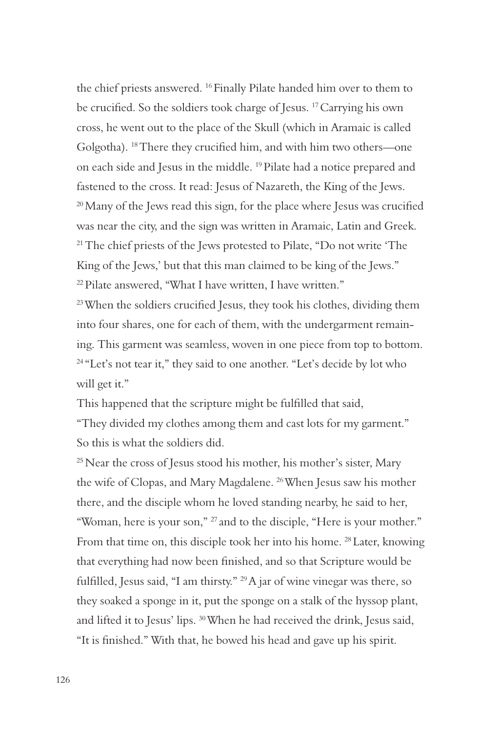the chief priests answered. [16] Finally Pilate handed him over to them to be crucified. So the soldiers took charge of Jesus. [17] Carrying his own cross, he went out to the place of the Skull (which in Aramaic is called Golgotha). [18] There they crucified him, and with him two others—one on each side and Jesus in the middle. [19] Pilate had a notice prepared and fastened to the cross. It read: Jesus of Nazareth, the King of the Jews. [20] Many of the Jews read this sign, for the place where Jesus was crucified was near the city, and the sign was written in Aramaic, Latin and Greek. [21] The chief priests of the Jews protested to Pilate, "Do not write 'The King of the Jews,' but that this man claimed to be king of the Jews." [22] Pilate answered, "What I have written, I have written."

[23] When the soldiers crucified Jesus, they took his clothes, dividing them into four shares, one for each of them, with the undergarment remaining. This garment was seamless, woven in one piece from top to bottom. [24] "Let's not tear it," they said to one another. "Let's decide by lot who will get it."

This happened that the scripture might be fulfilled that said,
"They divided my clothes among them and cast lots for my garment."
So this is what the soldiers did.

[25] Near the cross of Jesus stood his mother, his mother's sister, Mary the wife of Clopas, and Mary Magdalene. [26] When Jesus saw his mother there, and the disciple whom he loved standing nearby, he said to her, "Woman, here is your son," [27] and to the disciple, "Here is your mother." From that time on, this disciple took her into his home. [28] Later, knowing that everything had now been finished, and so that Scripture would be fulfilled, Jesus said, "I am thirsty." [29] A jar of wine vinegar was there, so they soaked a sponge in it, put the sponge on a stalk of the hyssop plant, and lifted it to Jesus' lips. [30] When he had received the drink, Jesus said, "It is finished." With that, he bowed his head and gave up his spirit.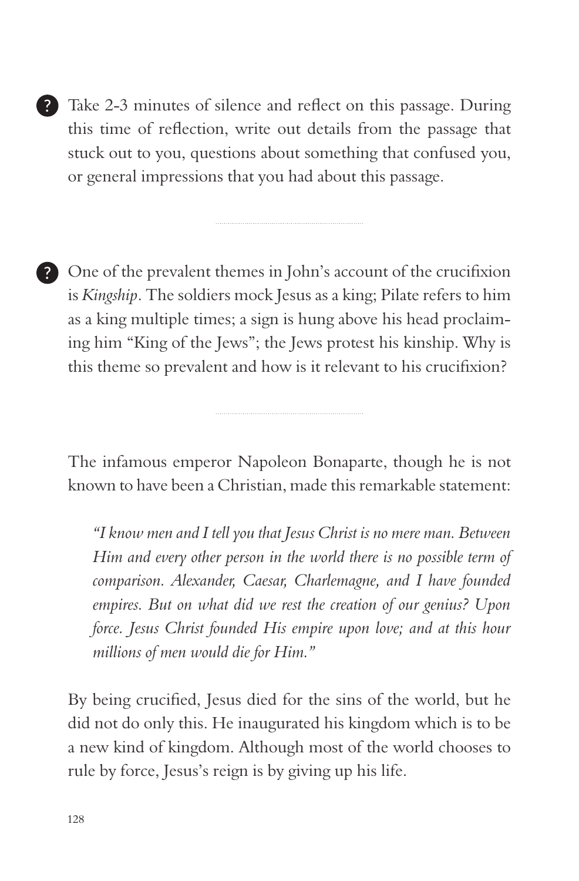? Take 2-3 minutes of silence and reflect on this passage. During this time of reflection, write out details from the passage that stuck out to you, questions about something that confused you, or general impressions that you had about this passage.

---

? One of the prevalent themes in John's account of the crucifixion is *Kingship*. The soldiers mock Jesus as a king; Pilate refers to him as a king multiple times; a sign is hung above his head proclaiming him "King of the Jews"; the Jews protest his kinship. Why is this theme so prevalent and how is it relevant to his crucifixion?

---

The infamous emperor Napoleon Bonaparte, though he is not known to have been a Christian, made this remarkable statement:

> *"I know men and I tell you that Jesus Christ is no mere man. Between Him and every other person in the world there is no possible term of comparison. Alexander, Caesar, Charlemagne, and I have founded empires. But on what did we rest the creation of our genius? Upon force. Jesus Christ founded His empire upon love; and at this hour millions of men would die for Him."*

By being crucified, Jesus died for the sins of the world, but he did not do only this. He inaugurated his kingdom which is to be a new kind of kingdom. Although most of the world chooses to rule by force, Jesus's reign is by giving up his life.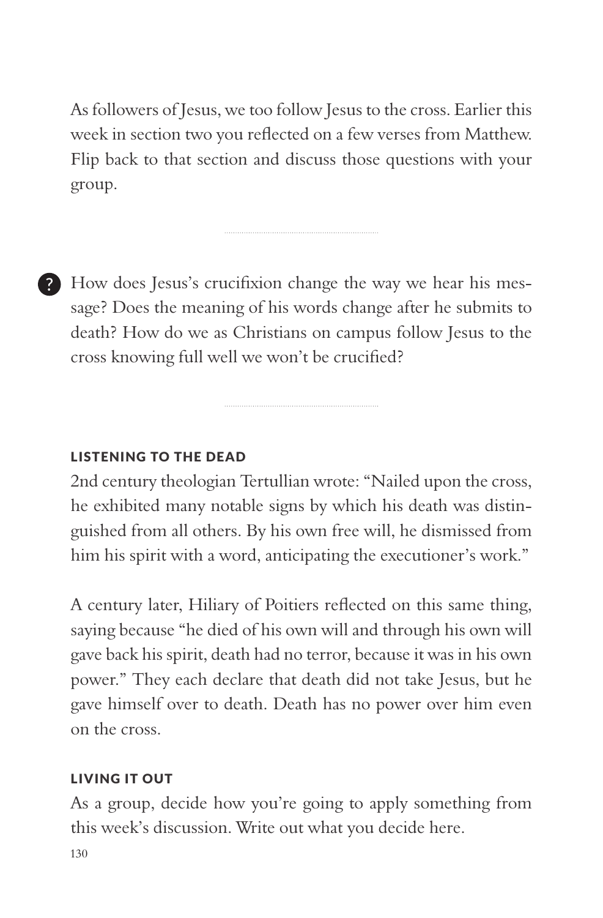As followers of Jesus, we too follow Jesus to the cross. Earlier this week in section two you reflected on a few verses from Matthew. Flip back to that section and discuss those questions with your group.

---

? How does Jesus's crucifixion change the way we hear his message? Does the meaning of his words change after he submits to death? How do we as Christians on campus follow Jesus to the cross knowing full well we won't be crucified?

---

### LISTENING TO THE DEAD

2nd century theologian Tertullian wrote: "Nailed upon the cross, he exhibited many notable signs by which his death was distinguished from all others. By his own free will, he dismissed from him his spirit with a word, anticipating the executioner's work."

A century later, Hiliary of Poitiers reflected on this same thing, saying because "he died of his own will and through his own will gave back his spirit, death had no terror, because it was in his own power." They each declare that death did not take Jesus, but he gave himself over to death. Death has no power over him even on the cross.

### LIVING IT OUT

As a group, decide how you're going to apply something from this week's discussion. Write out what you decide here.